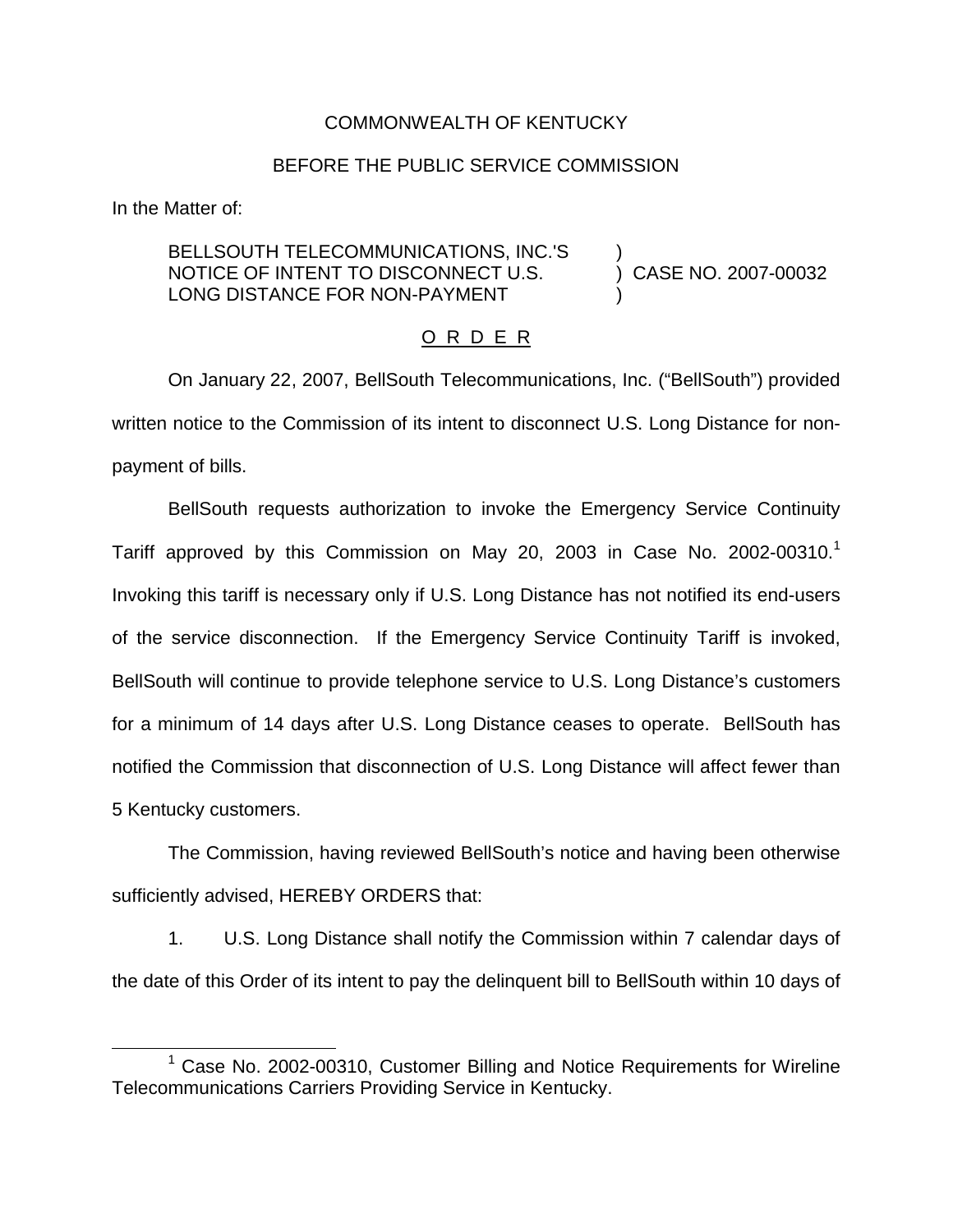COMMONWEALTH OF KENTUCKY

BEFORE THE PUBLIC SERVICE COMMISSION

In the Matter of:

BELLSOUTH TELECOMMUNICATIONS, INC.'S NOTICE OF INTENT TO DISCONNECT U.S. LONG DISTANCE FOR NON-PAYMENT ) CASE NO. 2007-00032

O R D E R

On January 22, 2007, BellSouth Telecommunications, Inc. ("BellSouth") provided written notice to the Commission of its intent to disconnect U.S. Long Distance for non-payment of bills.

BellSouth requests authorization to invoke the Emergency Service Continuity Tariff approved by this Commission on May 20, 2003 in Case No. 2002-00310.[1] Invoking this tariff is necessary only if U.S. Long Distance has not notified its end-users of the service disconnection. If the Emergency Service Continuity Tariff is invoked, BellSouth will continue to provide telephone service to U.S. Long Distance's customers for a minimum of 14 days after U.S. Long Distance ceases to operate. BellSouth has notified the Commission that disconnection of U.S. Long Distance will affect fewer than 5 Kentucky customers.

The Commission, having reviewed BellSouth's notice and having been otherwise sufficiently advised, HEREBY ORDERS that:

1. U.S. Long Distance shall notify the Commission within 7 calendar days of the date of this Order of its intent to pay the delinquent bill to BellSouth within 10 days of

[1] Case No. 2002-00310, Customer Billing and Notice Requirements for Wireline Telecommunications Carriers Providing Service in Kentucky.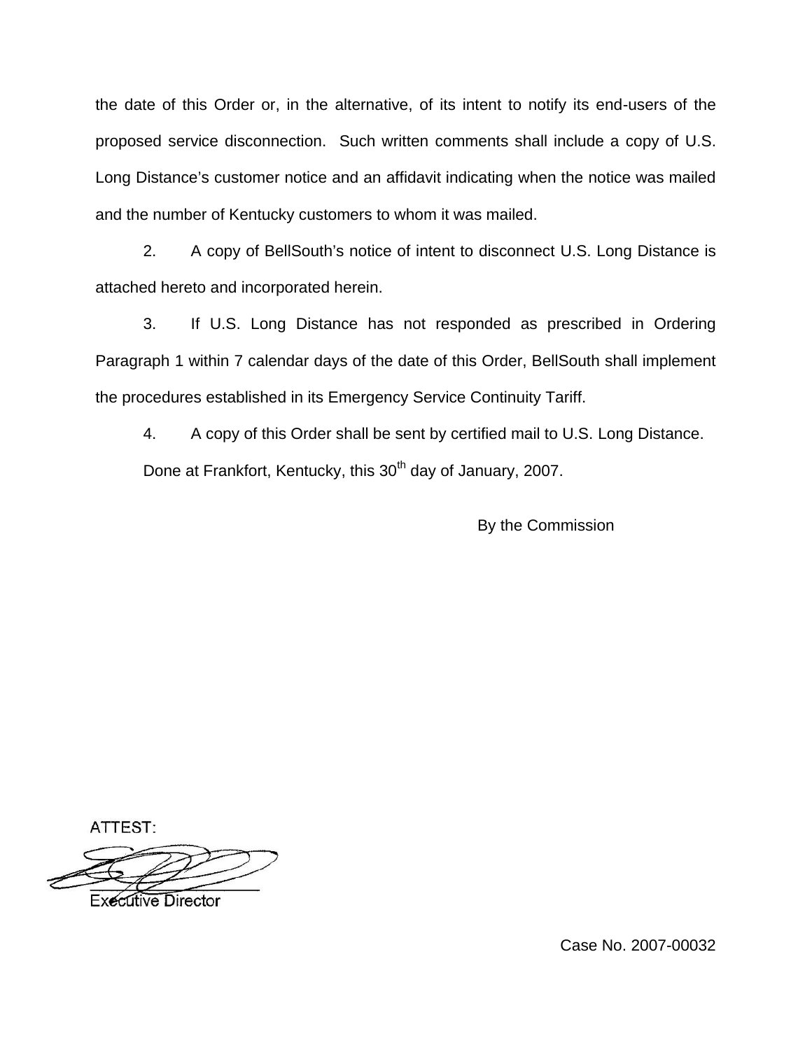the date of this Order or, in the alternative, of its intent to notify its end-users of the proposed service disconnection. Such written comments shall include a copy of U.S. Long Distance's customer notice and an affidavit indicating when the notice was mailed and the number of Kentucky customers to whom it was mailed.

2. A copy of BellSouth's notice of intent to disconnect U.S. Long Distance is attached hereto and incorporated herein.

3. If U.S. Long Distance has not responded as prescribed in Ordering Paragraph 1 within 7 calendar days of the date of this Order, BellSouth shall implement the procedures established in its Emergency Service Continuity Tariff.

4. A copy of this Order shall be sent by certified mail to U.S. Long Distance.

Done at Frankfort, Kentucky, this 30th day of January, 2007.

By the Commission

ATTEST:

Executive Director

Case No. 2007-00032